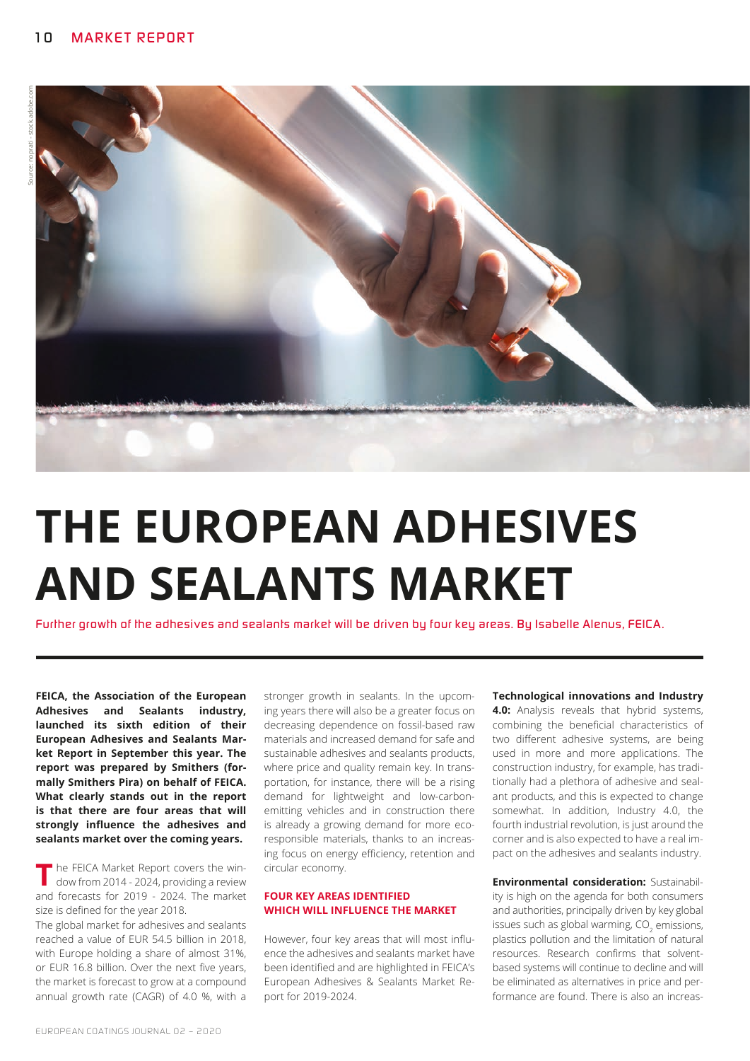# THE EUROPEAN ADHESIVES AND SEALANTS MARKET

Further growth of the adhesives and sealants market will be driven by four key areas. By Isabelle Alenus, FEICA.

**FEICA, the Association of the European Adhesives and Sealants industry, launched its sixth edition of their European Adhesives and Sealants Market Report in September this year. The report was prepared by Smithers (formally Smithers Pira) on behalf of FEICA. What clearly stands out in the report is that there are four areas that will strongly influence the adhesives and sealants market over the coming years.**

The FEICA Market Report covers the window from 2014 - 2024, providing a review and forecasts for 2019 - 2024. The market size is defined for the year 2018.

The global market for adhesives and sealants reached a value of EUR 54.5 billion in 2018, with Europe holding a share of almost 31%, or EUR 16.8 billion. Over the next five years, the market is forecast to grow at a compound annual growth rate (CAGR) of 4.0 %, with a stronger growth in sealants. In the upcoming years there will also be a greater focus on decreasing dependence on fossil-based raw materials and increased demand for safe and sustainable adhesives and sealants products, where price and quality remain key. In transportation, for instance, there will be a rising demand for lightweight and low-carbon-emitting vehicles and in construction there is already a growing demand for more eco-responsible materials, thanks to an increasing focus on energy efficiency, retention and circular economy.

## FOUR KEY AREAS IDENTIFIED WHICH WILL INFLUENCE THE MARKET

However, four key areas that will most influence the adhesives and sealants market have been identified and are highlighted in FEICA's European Adhesives & Sealants Market Report for 2019-2024.

**Technological innovations and Industry 4.0:** Analysis reveals that hybrid systems, combining the beneficial characteristics of two different adhesive systems, are being used in more and more applications. The construction industry, for example, has traditionally had a plethora of adhesive and sealant products, and this is expected to change somewhat. In addition, Industry 4.0, the fourth industrial revolution, is just around the corner and is also expected to have a real impact on the adhesives and sealants industry.

**Environmental consideration:** Sustainability is high on the agenda for both consumers and authorities, principally driven by key global issues such as global warming, $CO_2$ emissions, plastics pollution and the limitation of natural resources. Research confirms that solvent-based systems will continue to decline and will be eliminated as alternatives in price and performance are found. There is also an increas-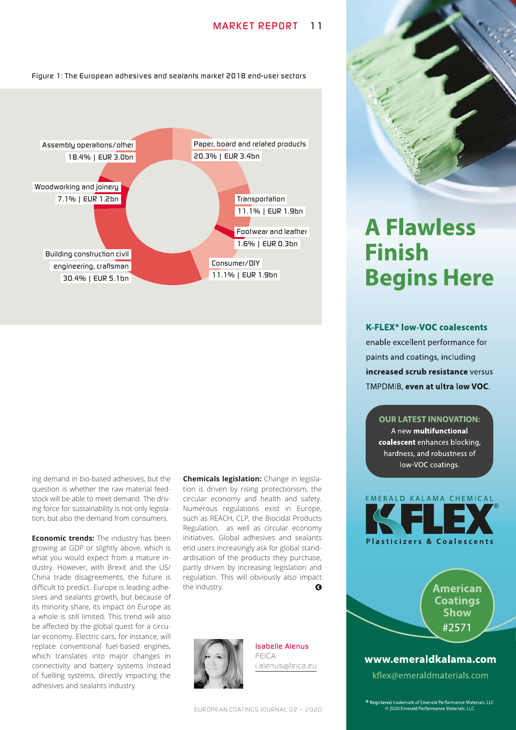Figure 1: The European adhesives and sealants market 2018 end-user sectors

Assembly operations/other
18.4% | EUR 3.0bn

Paper, board and related products
20.3% | EUR 3.4bn

Woodworking and joinery
7.1% | EUR 1.2bn

Transportation
11.1% | EUR 1.9bn

Footwear and leather
1.6% | EUR 0.3bn

Building construction civil engineering, craftsman
30.4% | EUR 5.1bn

Consumer/DIY
11.1% | EUR 1.9bn

ing demand in bio-based adhesives, but the question is whether the raw material feedstock will be able to meet demand. The driving force for sustainability is not only legislation, but also the demand from consumers.

**Economic trends:** The industry has been growing at GDP or slightly above, which is what you would expect from a mature industry. However, with Brexit and the US/China trade disagreements, the future is difficult to predict. Europe is leading adhesives and sealants growth, but because of its minority share, its impact on Europe as a whole is still limited. This trend will also be affected by the global quest for a circular economy. Electric cars, for instance, will replace conventional fuel-based engines, which translates into major changes in connectivity and battery systems instead of fuelling systems, directly impacting the adhesives and sealants industry.

**Chemicals legislation:** Change in legislation is driven by rising protectionism, the circular economy and health and safety. Numerous regulations exist in Europe, such as REACH, CLP, the Biocidal Products Regulation, as well as circular economy initiatives. Global adhesives and sealants end users increasingly ask for global standardisation of the products they purchase, partly driven by increasing legislation and regulation. This will obviously also impact the industry.

Isabelle Alenus
FEICA
i.alenus@feica.eu

# A Flawless Finish Begins Here

**K-FLEX® low-VOC coalescents** enable excellent performance for paints and coatings, including **increased scrub resistance** versus TMPDMIB, **even at ultra low VOC**.

**OUR LATEST INNOVATION:** A new **multifunctional coalescent** enhances blocking, hardness, and robustness of low-VOC coatings.

EMERALD KALAMA CHEMICAL
K-FLEX®
Plasticizers & Coalescents

American Coatings Show
#2571

**www.emeraldkalama.com**
kflex@emeraldmaterials.com

® Registered trademark of Emerald Performance Materials, LLC
© 2020 Emerald Performance Materials, LLC